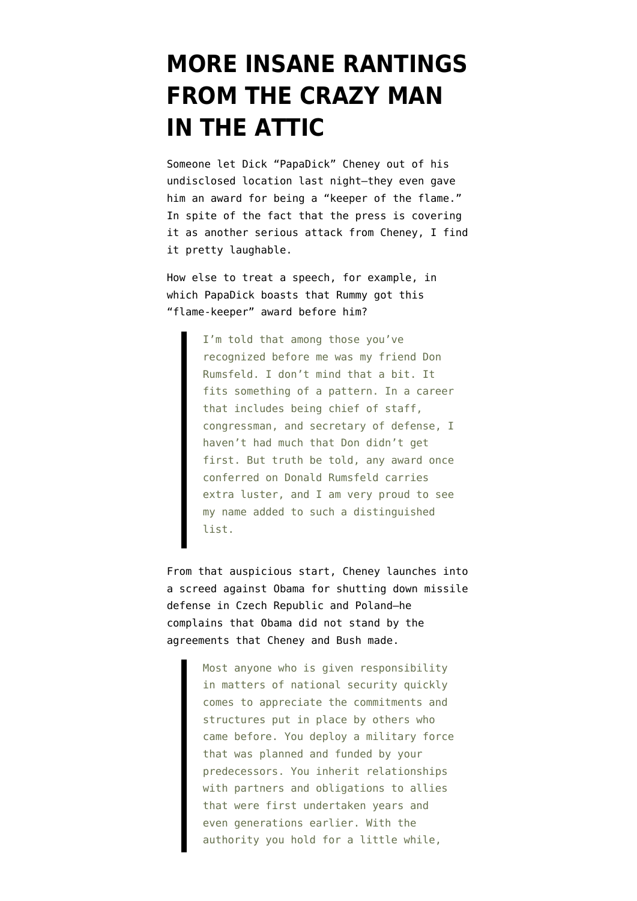# MORE INSANE RANTINGS FROM THE CRAZY MAN IN THE ATTIC

Someone let Dick "PapaDick" Cheney out of his undisclosed location last night—they even gave him an award for being a "keeper of the flame." In spite of the fact that the press is covering it as another serious attack from Cheney, I find it pretty laughable.

How else to treat a speech, for example, in which PapaDick boasts that Rummy got this "flame-keeper" award before him?

> I'm told that among those you've recognized before me was my friend Don Rumsfeld. I don't mind that a bit. It fits something of a pattern. In a career that includes being chief of staff, congressman, and secretary of defense, I haven't had much that Don didn't get first. But truth be told, any award once conferred on Donald Rumsfeld carries extra luster, and I am very proud to see my name added to such a distinguished list.

From that auspicious start, Cheney launches into a screed against Obama for shutting down missile defense in Czech Republic and Poland—he complains that Obama did not stand by the agreements that Cheney and Bush made.

> Most anyone who is given responsibility in matters of national security quickly comes to appreciate the commitments and structures put in place by others who came before. You deploy a military force that was planned and funded by your predecessors. You inherit relationships with partners and obligations to allies that were first undertaken years and even generations earlier. With the authority you hold for a little while,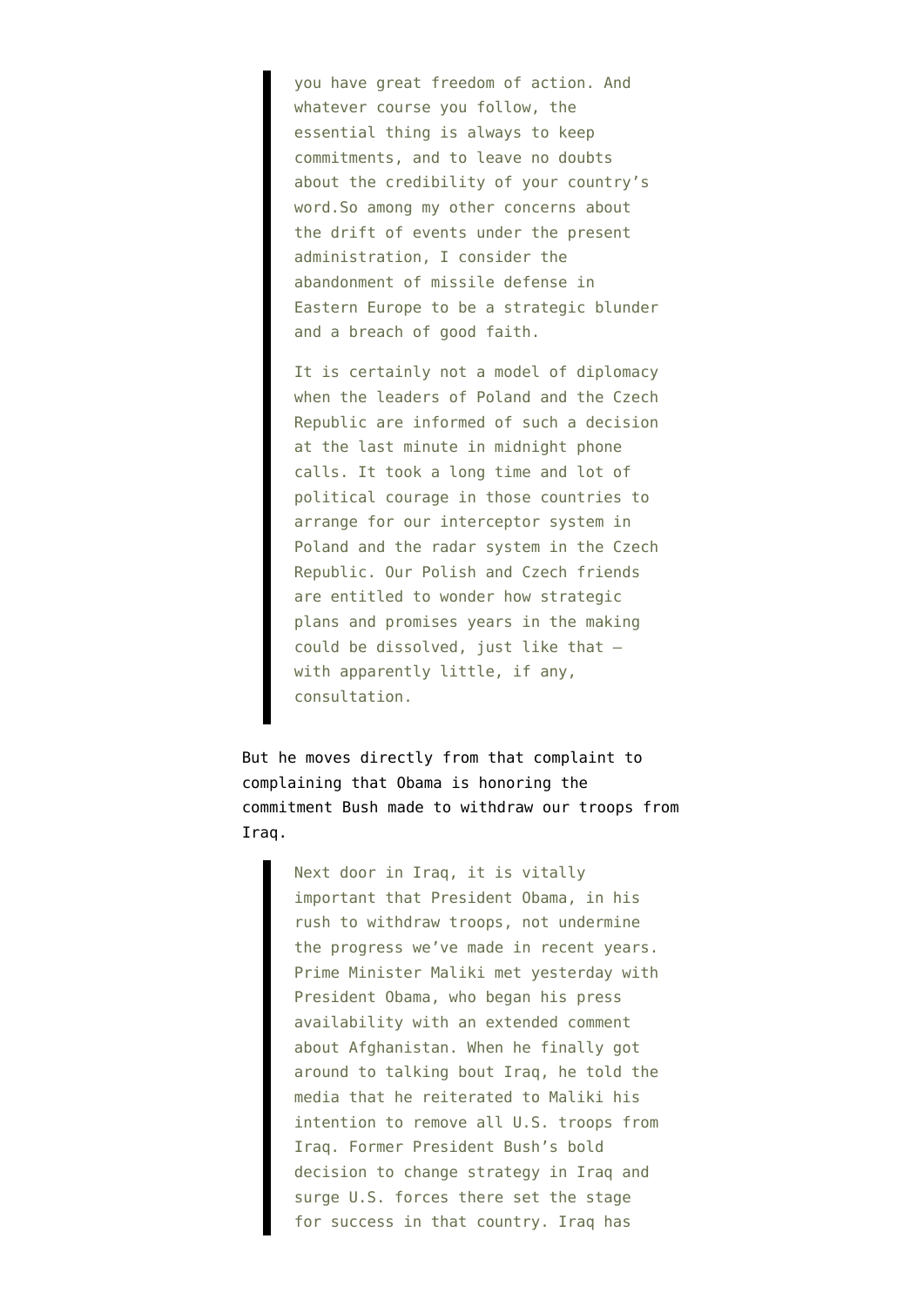> you have great freedom of action. And whatever course you follow, the essential thing is always to keep commitments, and to leave no doubts about the credibility of your country's word.So among my other concerns about the drift of events under the present administration, I consider the abandonment of missile defense in Eastern Europe to be a strategic blunder and a breach of good faith.
>
> It is certainly not a model of diplomacy when the leaders of Poland and the Czech Republic are informed of such a decision at the last minute in midnight phone calls. It took a long time and lot of political courage in those countries to arrange for our interceptor system in Poland and the radar system in the Czech Republic. Our Polish and Czech friends are entitled to wonder how strategic plans and promises years in the making could be dissolved, just like that – with apparently little, if any, consultation.

But he moves directly from that complaint to complaining that Obama is honoring the commitment Bush made to withdraw our troops from Iraq.

> Next door in Iraq, it is vitally important that President Obama, in his rush to withdraw troops, not undermine the progress we've made in recent years. Prime Minister Maliki met yesterday with President Obama, who began his press availability with an extended comment about Afghanistan. When he finally got around to talking bout Iraq, he told the media that he reiterated to Maliki his intention to remove all U.S. troops from Iraq. Former President Bush's bold decision to change strategy in Iraq and surge U.S. forces there set the stage for success in that country. Iraq has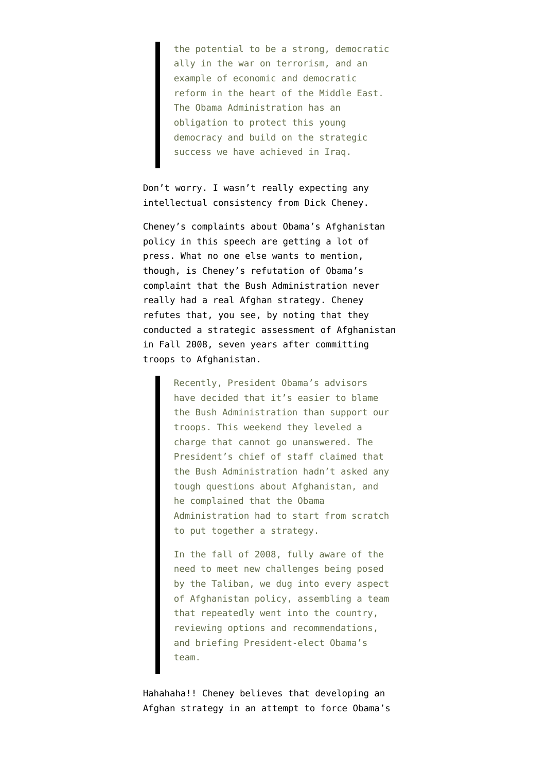> the potential to be a strong, democratic ally in the war on terrorism, and an example of economic and democratic reform in the heart of the Middle East. The Obama Administration has an obligation to protect this young democracy and build on the strategic success we have achieved in Iraq.

Don't worry. I wasn't really expecting any intellectual consistency from Dick Cheney.

Cheney's complaints about Obama's Afghanistan policy in this speech are getting a lot of press. What no one else wants to mention, though, is Cheney's refutation of Obama's complaint that the Bush Administration never really had a real Afghan strategy. Cheney refutes that, you see, by noting that they conducted a strategic assessment of Afghanistan in Fall 2008, seven years after committing troops to Afghanistan.

> Recently, President Obama's advisors have decided that it's easier to blame the Bush Administration than support our troops. This weekend they leveled a charge that cannot go unanswered. The President's chief of staff claimed that the Bush Administration hadn't asked any tough questions about Afghanistan, and he complained that the Obama Administration had to start from scratch to put together a strategy.
>
> In the fall of 2008, fully aware of the need to meet new challenges being posed by the Taliban, we dug into every aspect of Afghanistan policy, assembling a team that repeatedly went into the country, reviewing options and recommendations, and briefing President-elect Obama's team.

Hahahaha!! Cheney believes that developing an Afghan strategy in an attempt to force Obama's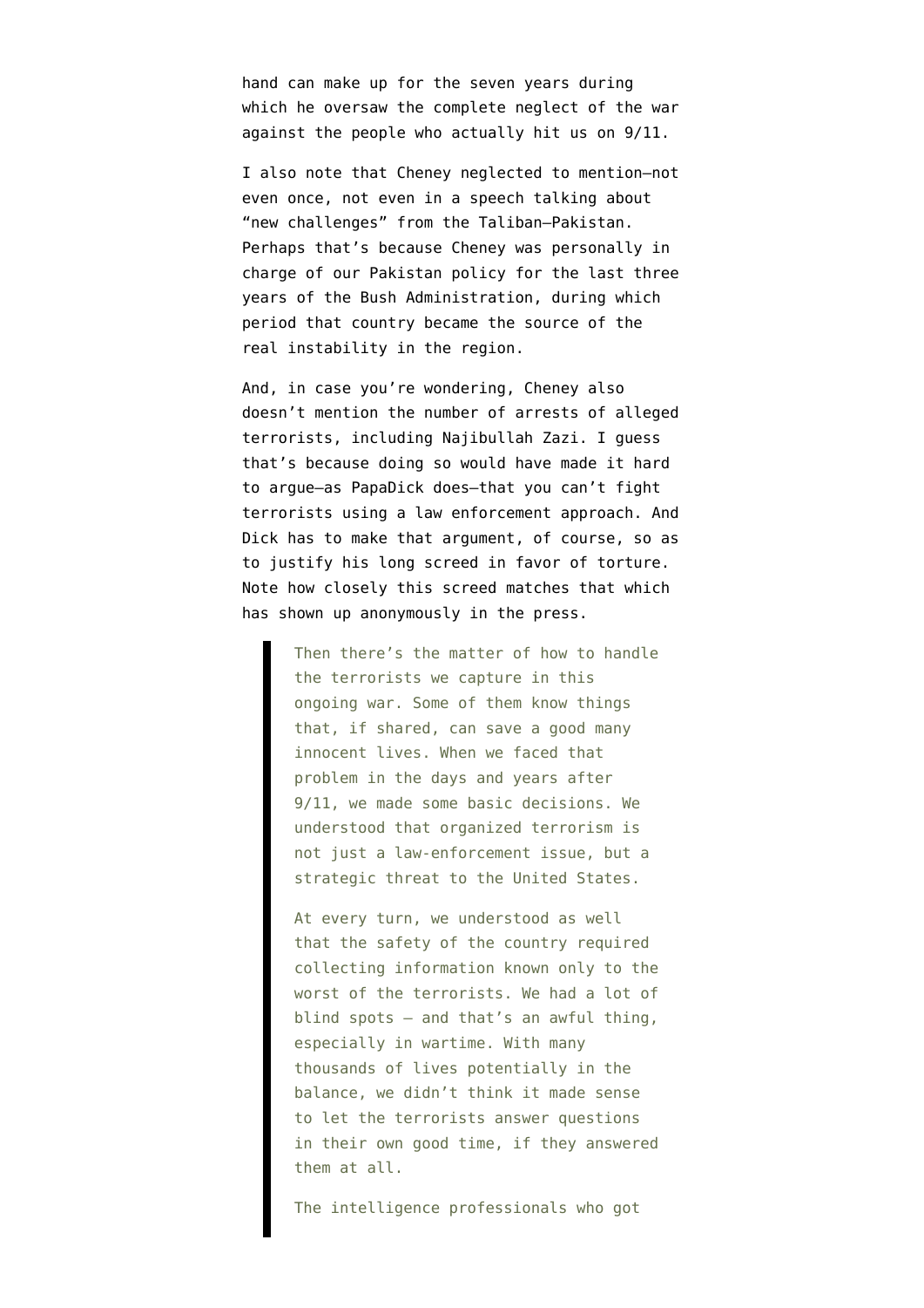hand can make up for the seven years during which he oversaw the complete neglect of the war against the people who actually hit us on 9/11.

I also note that Cheney neglected to mention—not even once, not even in a speech talking about "new challenges" from the Taliban—Pakistan. Perhaps that's because Cheney was personally in charge of our Pakistan policy for the last three years of the Bush Administration, during which period that country became the source of the real instability in the region.

And, in case you're wondering, Cheney also doesn't mention the number of arrests of alleged terrorists, including Najibullah Zazi. I guess that's because doing so would have made it hard to argue—as PapaDick does—that you can't fight terrorists using a law enforcement approach. And Dick has to make that argument, of course, so as to justify his long screed in favor of torture. Note how closely this screed matches that which has shown up anonymously in the press.

> Then there's the matter of how to handle the terrorists we capture in this ongoing war. Some of them know things that, if shared, can save a good many innocent lives. When we faced that problem in the days and years after 9/11, we made some basic decisions. We understood that organized terrorism is not just a law-enforcement issue, but a strategic threat to the United States.
>
> At every turn, we understood as well that the safety of the country required collecting information known only to the worst of the terrorists. We had a lot of blind spots – and that's an awful thing, especially in wartime. With many thousands of lives potentially in the balance, we didn't think it made sense to let the terrorists answer questions in their own good time, if they answered them at all.
>
> The intelligence professionals who got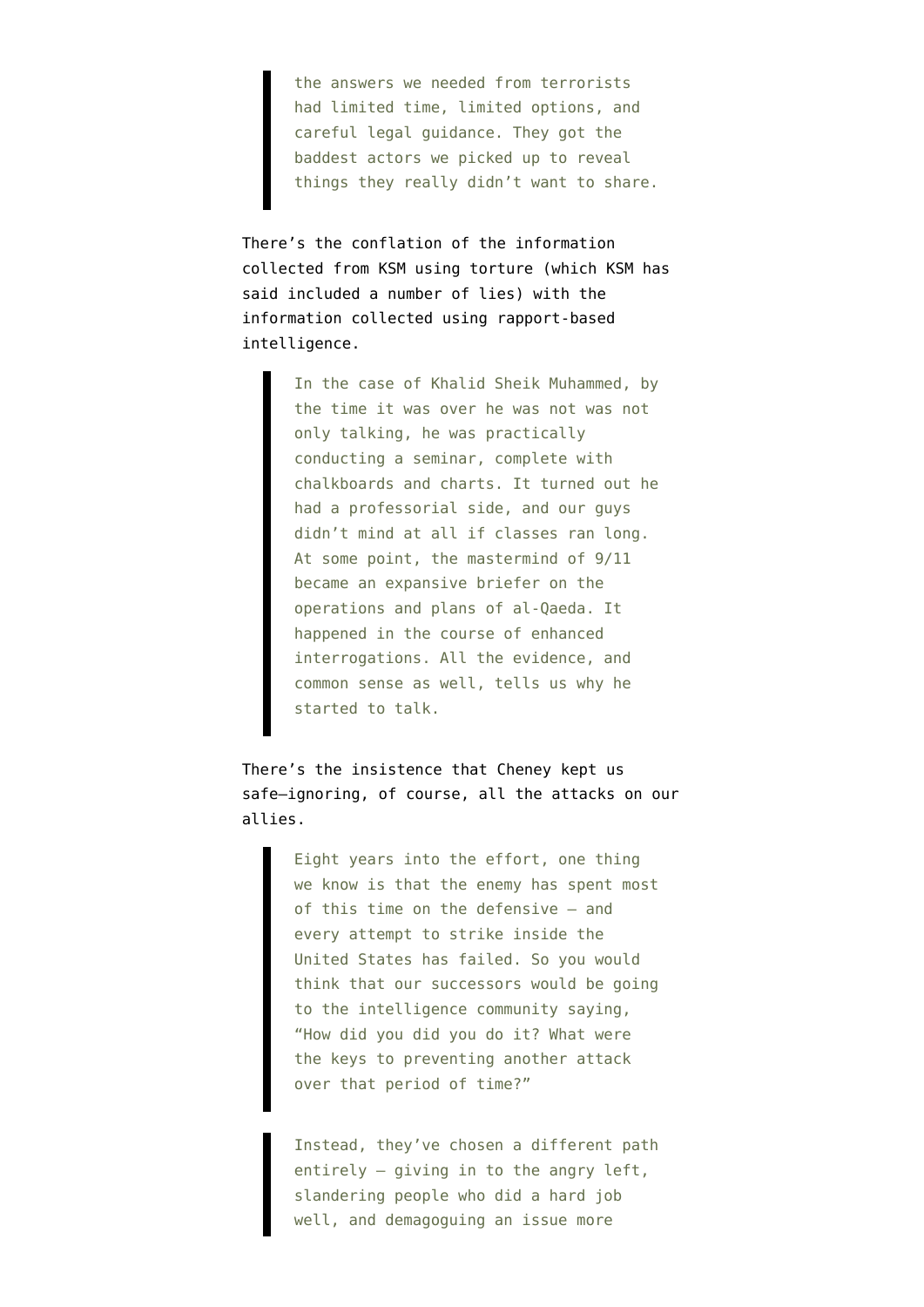> the answers we needed from terrorists had limited time, limited options, and careful legal guidance. They got the baddest actors we picked up to reveal things they really didn't want to share.

There's the conflation of the information collected from KSM using torture (which KSM has said included a number of lies) with the information collected using rapport-based intelligence.

> In the case of Khalid Sheik Muhammed, by the time it was over he was not was not only talking, he was practically conducting a seminar, complete with chalkboards and charts. It turned out he had a professorial side, and our guys didn't mind at all if classes ran long. At some point, the mastermind of 9/11 became an expansive briefer on the operations and plans of al-Qaeda. It happened in the course of enhanced interrogations. All the evidence, and common sense as well, tells us why he started to talk.

There's the insistence that Cheney kept us safe—ignoring, of course, all the attacks on our allies.

> Eight years into the effort, one thing we know is that the enemy has spent most of this time on the defensive — and every attempt to strike inside the United States has failed. So you would think that our successors would be going to the intelligence community saying, "How did you did you do it? What were the keys to preventing another attack over that period of time?"

> Instead, they've chosen a different path entirely — giving in to the angry left, slandering people who did a hard job well, and demagoguing an issue more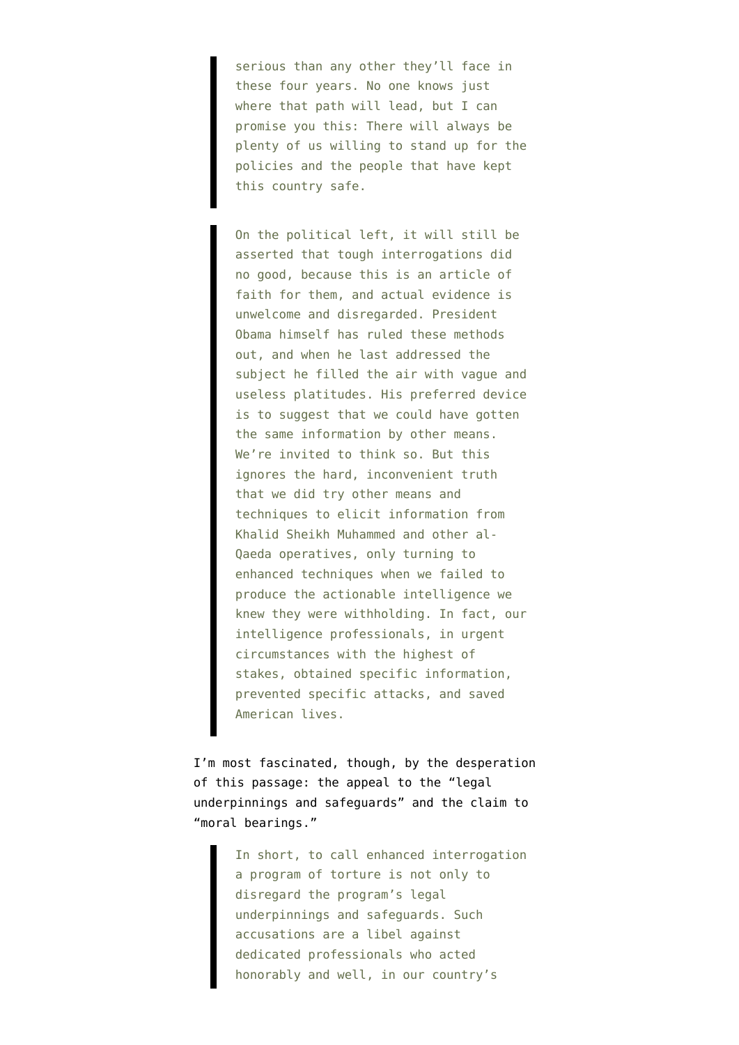> serious than any other they'll face in these four years. No one knows just where that path will lead, but I can promise you this: There will always be plenty of us willing to stand up for the policies and the people that have kept this country safe.

> On the political left, it will still be asserted that tough interrogations did no good, because this is an article of faith for them, and actual evidence is unwelcome and disregarded. President Obama himself has ruled these methods out, and when he last addressed the subject he filled the air with vague and useless platitudes. His preferred device is to suggest that we could have gotten the same information by other means. We're invited to think so. But this ignores the hard, inconvenient truth that we did try other means and techniques to elicit information from Khalid Sheikh Muhammed and other al-Qaeda operatives, only turning to enhanced techniques when we failed to produce the actionable intelligence we knew they were withholding. In fact, our intelligence professionals, in urgent circumstances with the highest of stakes, obtained specific information, prevented specific attacks, and saved American lives.

I'm most fascinated, though, by the desperation of this passage: the appeal to the "legal underpinnings and safeguards" and the claim to "moral bearings."

> In short, to call enhanced interrogation a program of torture is not only to disregard the program's legal underpinnings and safeguards. Such accusations are a libel against dedicated professionals who acted honorably and well, in our country's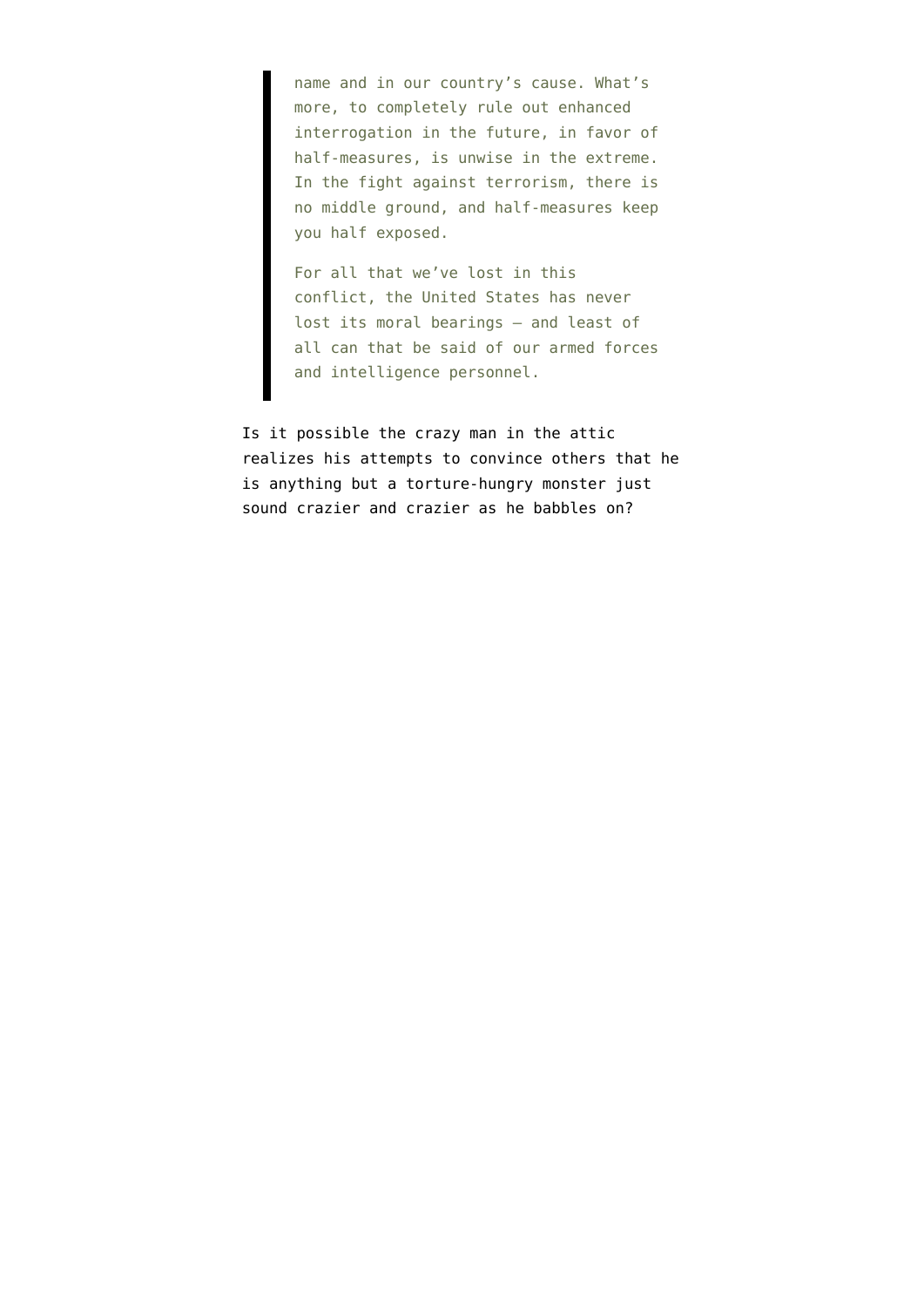> name and in our country's cause. What's more, to completely rule out enhanced interrogation in the future, in favor of half-measures, is unwise in the extreme. In the fight against terrorism, there is no middle ground, and half-measures keep you half exposed.
>
> For all that we've lost in this conflict, the United States has never lost its moral bearings — and least of all can that be said of our armed forces and intelligence personnel.

Is it possible the crazy man in the attic realizes his attempts to convince others that he is anything but a torture-hungry monster just sound crazier and crazier as he babbles on?